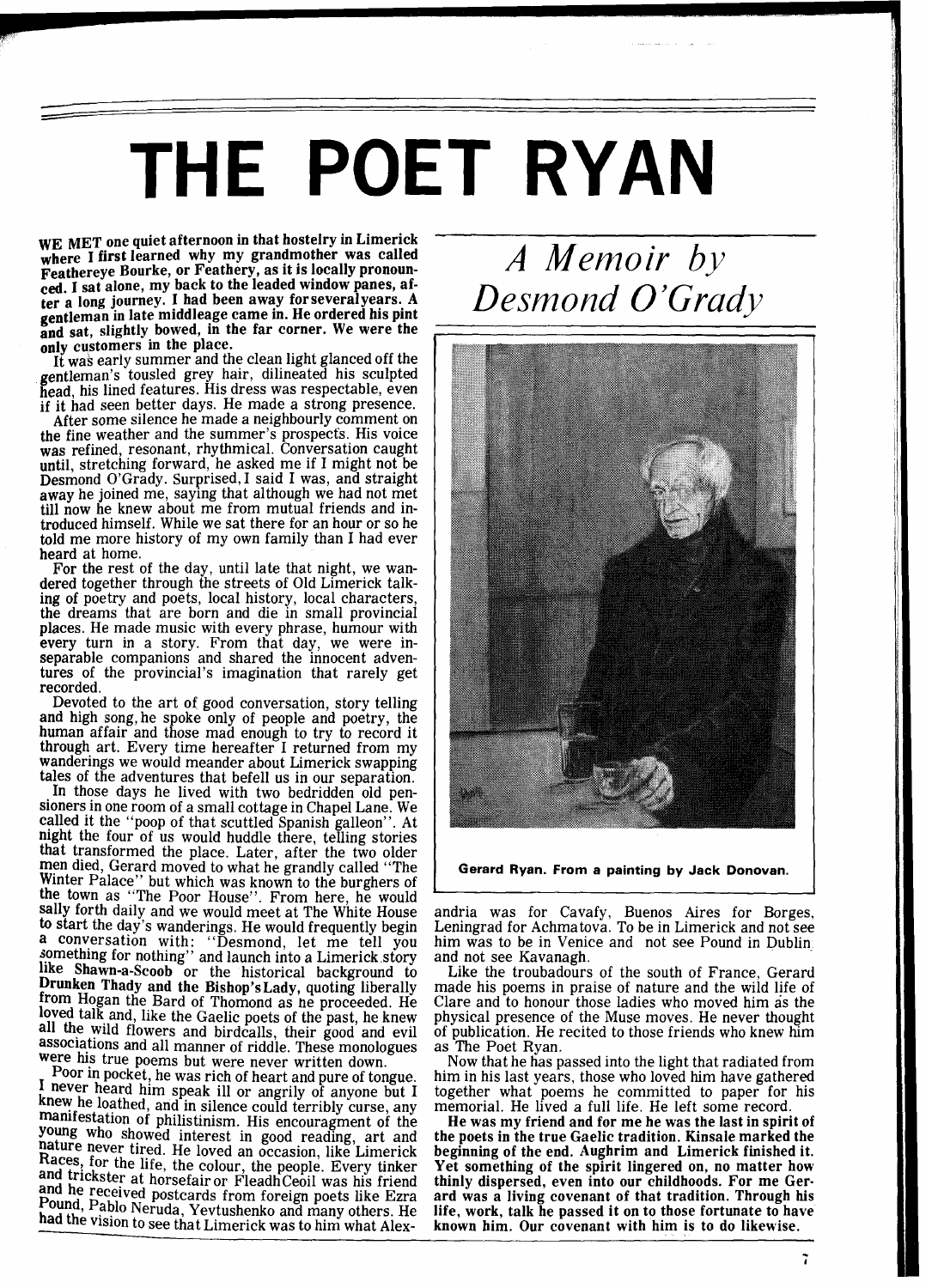# THE POET RYAN

*A Memoir by Desmond O'Grady*

**WE MET one quiet afternoon in that hostelry in Limerick where I first learned why my grandmother was called Feathereye Bourke, or Feathery, as it is locally pronounced. I sat alone, my back to the leaded window panes, after a long journey. I had been away for several years. A gentleman in late middleage came in. He ordered his pint and sat, slightly bowed, in the far corner. We were the only customers in the place.**

It was early summer and the clean light glanced off the gentleman's tousled grey hair, dilineated his sculpted head, his lined features. His dress was respectable, even if it had seen better days. He made a strong presence.

After some silence he made a neighbourly comment on the fine weather and the summer's prospects. His voice was refined, resonant, rhythmical. Conversation caught until, stretching forward, he asked me if I might not be Desmond O'Grady. Surprised, I said I was, and straight away he joined me, saying that although we had not met till now he knew about me from mutual friends and introduced himself. While we sat there for an hour or so he told me more history of my own family than I had ever heard at home.

For the rest of the day, until late that night, we wandered together through the streets of Old Limerick talking of poetry and poets, local history, local characters, the dreams that are born and die in small provincial places. He made music with every phrase, humour with every turn in a story. From that day, we were inseparable companions and shared the innocent adventures of the provincial's imagination that rarely get recorded.

Devoted to the art of good conversation, story telling and high song, he spoke only of people and poetry, the human affair and those mad enough to try to record it through art. Every time hereafter I returned from my wanderings we would meander about Limerick swapping tales of the adventures that befell us in our separation.

In those days he lived with two bedridden old pensioners in one room of a small cottage in Chapel Lane. We called it the "poop of that scuttled Spanish galleon". At night the four of us would huddle there, telling stories that transformed the place. Later, after the two older men died, Gerard moved to what he grandly called "The Winter Palace" but which was known to the burghers of the town as "The Poor House". From here, he would sally forth daily and we would meet at The White House to start the day's wanderings. He would frequently begin a conversation with: "Desmond, let me tell you something for nothing" and launch into a Limerick story like **Shawn-a-Scoob** or the historical background to **Drunken Thady and the Bishop's Lady**, quoting liberally from Hogan the Bard of Thomond as he proceeded. He loved talk and, like the Gaelic poets of the past, he knew all the wild flowers and birdcalls, their good and evil associations and all manner of riddle. These monologues were his true poems but were never written down.

Poor in pocket, he was rich of heart and pure of tongue. I never heard him speak ill or angrily of anyone but I knew he loathed, and in silence could terribly curse, any manifestation of philistinism. His encouragment of the young who showed interest in good reading, art and nature never tired. He loved an occasion, like Limerick Races, for the life, the colour, the people. Every tinker and trickster at horsefair or Fleadh Ceoil was his friend and he received postcards from foreign poets like Ezra Pound, Pablo Neruda, Yevtushenko and many others. He had the vision to see that Limerick was to him what Alexandria was for Cavafy, Buenos Aires for Borges, Leningrad for Achmatova. To be in Limerick and not see him was to be in Venice and not see Pound in Dublin and not see Kavanagh.

Gerard Ryan. From a painting by Jack Donovan.

Like the troubadours of the south of France, Gerard made his poems in praise of nature and the wild life of Clare and to honour those ladies who moved him as the physical presence of the Muse moves. He never thought of publication. He recited to those friends who knew him as The Poet Ryan.

Now that he has passed into the light that radiated from him in his last years, those who loved him have gathered together what poems he committed to paper for his memorial. He lived a full life. He left some record.

**He was my friend and for me he was the last in spirit of the poets in the true Gaelic tradition. Kinsale marked the beginning of the end. Aughrim and Limerick finished it. Yet something of the spirit lingered on, no matter how thinly dispersed, even into our childhoods. For me Gerard was a living covenant of that tradition. Through his life, work, talk he passed it on to those fortunate to have known him. Our covenant with him is to do likewise.**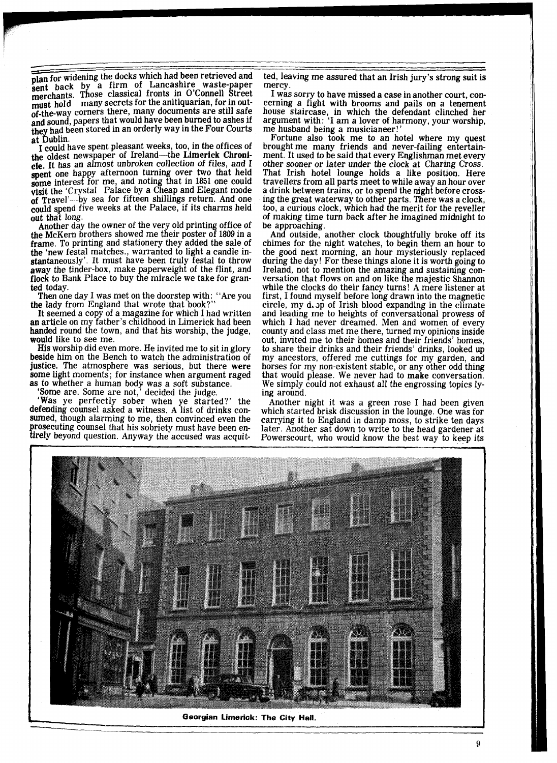plan for widening the docks which had been retrieved and sent back by a firm of Lancashire waste-paper merchants. Those classical fronts in O'Connell Street must hold many secrets for the anitiquarian, for in out-of-the-way corners there, many documents are still safe and sound, papers that would have been burned to ashes if they had been stored in an orderly way in the Four Courts at Dublin.

I could have spent pleasant weeks, too, in the offices of the oldest newspaper of Ireland—the **Limerick Chronicle**. It has an almost unbroken collection of files, and I spent one happy afternoon turning over two that held some interest for me, and noting that in 1851 one could visit the 'Crystal Palace by a Cheap and Elegant mode of Travel'—by sea for fifteen shillings return. And one could spend five weeks at the Palace, if its charms held out that long.

Another day the owner of the very old printing office of the McKern brothers showed me their poster of 1809 in a frame. To printing and stationery they added the sale of the 'new festal matches., warranted to light a candle instantaneously'. It must have been truly festal to throw away the tinder-box, make paperweight of the flint, and flock to Bank Place to buy the miracle we take for granted today.

Then one day I was met on the doorstep with: "Are you the lady from England that wrote that book?"

It seemed a copy of a magazine for which I had written an article on my father's childhood in Limerick had been handed round the town, and that his worship, the judge, would like to see me.

His worship did even more. He invited me to sit in glory beside him on the Bench to watch the administration of justice. The atmosphere was serious, but there were some light moments; for instance when argument raged as to whether a human body was a soft substance.

'Some are. Some are not,' decided the judge.

'Was ye perfectly sober when ye started?' the defending counsel asked a witness. A list of drinks consumed, though alarming to me, then convinced even the prosecuting counsel that his sobriety must have been entirely beyond question. Anyway the accused was acquitted, leaving me assured that an Irish jury's strong suit is mercy.

I was sorry to have missed a case in another court, concerning a fight with brooms and pails on a tenement house staircase, in which the defendant clinched her argument with: 'I am a lover of harmony, your worship, me husband being a musicianeer!'

Fortune also took me to an hotel where my quest brought me many friends and never-failing entertainment. It used to be said that every Englishman met every other sooner or later under the clock at Charing Cross. That Irish hotel lounge holds a like position. Here travellers from all parts meet to while away an hour over a drink between trains, or to spend the night before crossing the great waterway to other parts. There was a clock, too, a curious clock, which had the merit for the reveller of making time turn back after he imagined midnight to be approaching.

And outside, another clock thoughtfully broke off its chimes for the night watches, to begin them an hour to the good next morning, an hour mysteriously replaced during the day! For these things alone it is worth going to Ireland, not to mention the amazing and sustaining conversation that flows on and on like the majestic Shannon while the clocks do their fancy turns! A mere listener at first, I found myself before long drawn into the magnetic circle, my drop of Irish blood expanding in the climate and leading me to heights of conversational prowess of which I had never dreamed. Men and women of every county and class met me there, turned my opinions inside out, invited me to their homes and their friends' homes, to share their drinks and their friends' drinks, looked up my ancestors, offered me cuttings for my garden, and horses for my non-existent stable, or any other odd thing that would please. We never had to **make** conversation. We simply could not exhaust all the engrossing topics lying around.

Another night it was a green rose I had been given which started brisk discussion in the lounge. One was for carrying it to England in damp moss, to strike ten days later. Another sat down to write to the head gardener at Powerscourt, who would know the best way to keep its

**Georgian Limerick: The City Hall.**